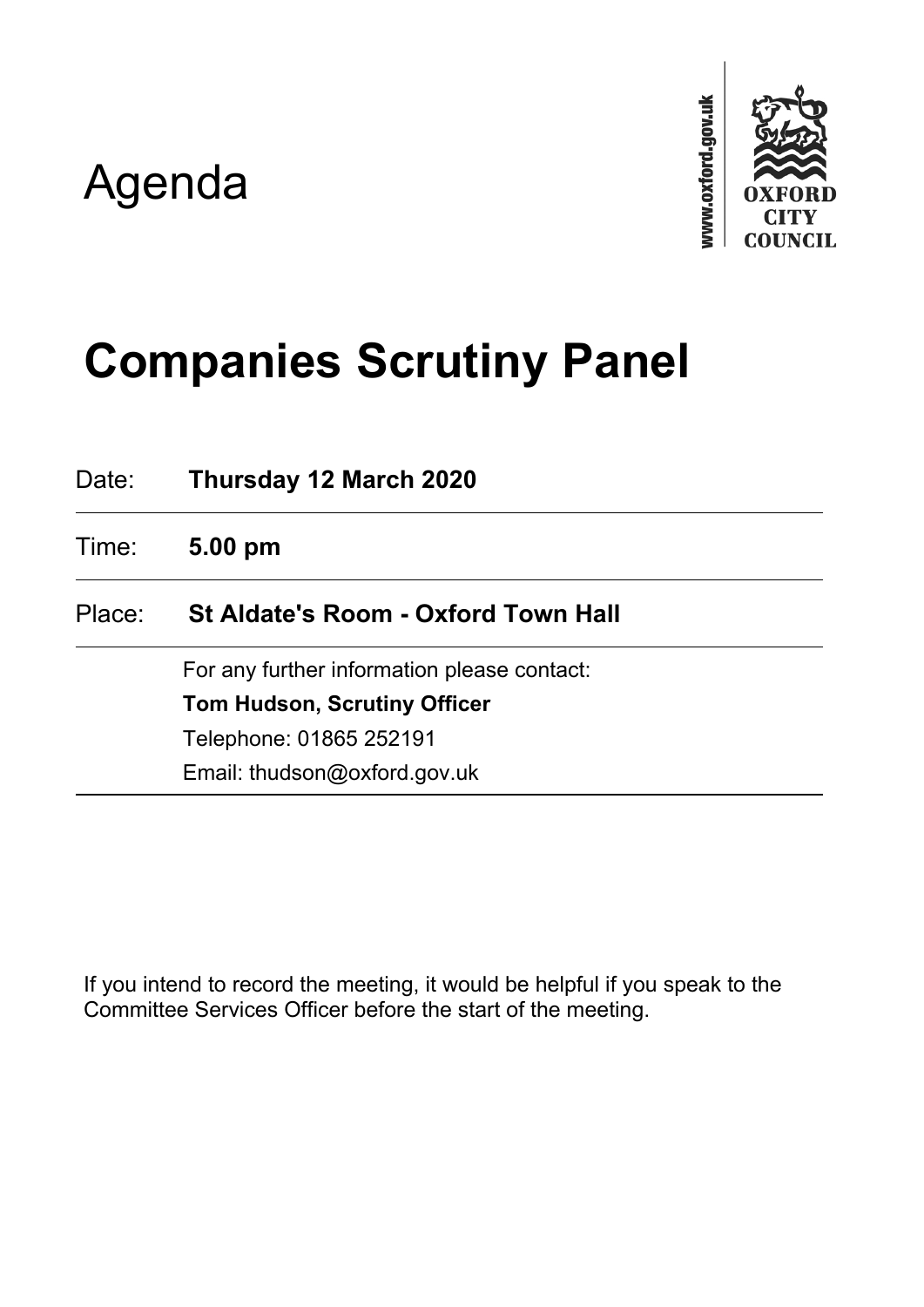# Agenda

www.oxford.gov.uk

OXFORD CITY COUNCIL

# Companies Scrutiny Panel

| | |
|---|---|
| Date: | **Thursday 12 March 2020** |
| Time: | **5.00 pm** |
| Place: | **St Aldate's Room - Oxford Town Hall** |
| | For any further information please contact:<br>**Tom Hudson, Scrutiny Officer**<br>Telephone: 01865 252191<br>Email: thudson@oxford.gov.uk |

If you intend to record the meeting, it would be helpful if you speak to the Committee Services Officer before the start of the meeting.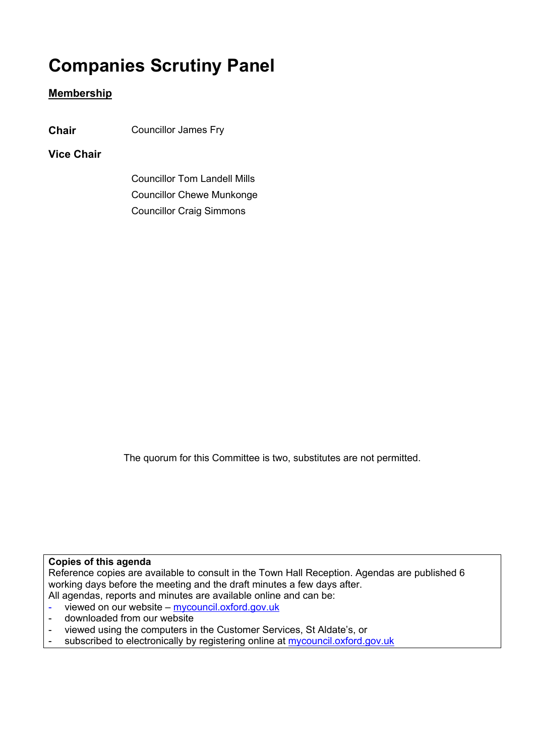# Companies Scrutiny Panel

**Membership**

| | |
|---|---|
| **Chair** | Councillor James Fry |
| **Vice Chair** | |
| | Councillor Tom Landell Mills |
| | Councillor Chewe Munkonge |
| | Councillor Craig Simmons |

The quorum for this Committee is two, substitutes are not permitted.

**Copies of this agenda**

Reference copies are available to consult in the Town Hall Reception. Agendas are published 6 working days before the meeting and the draft minutes a few days after.

All agendas, reports and minutes are available online and can be:

- viewed on our website – mycouncil.oxford.gov.uk
- downloaded from our website
- viewed using the computers in the Customer Services, St Aldate's, or
- subscribed to electronically by registering online at mycouncil.oxford.gov.uk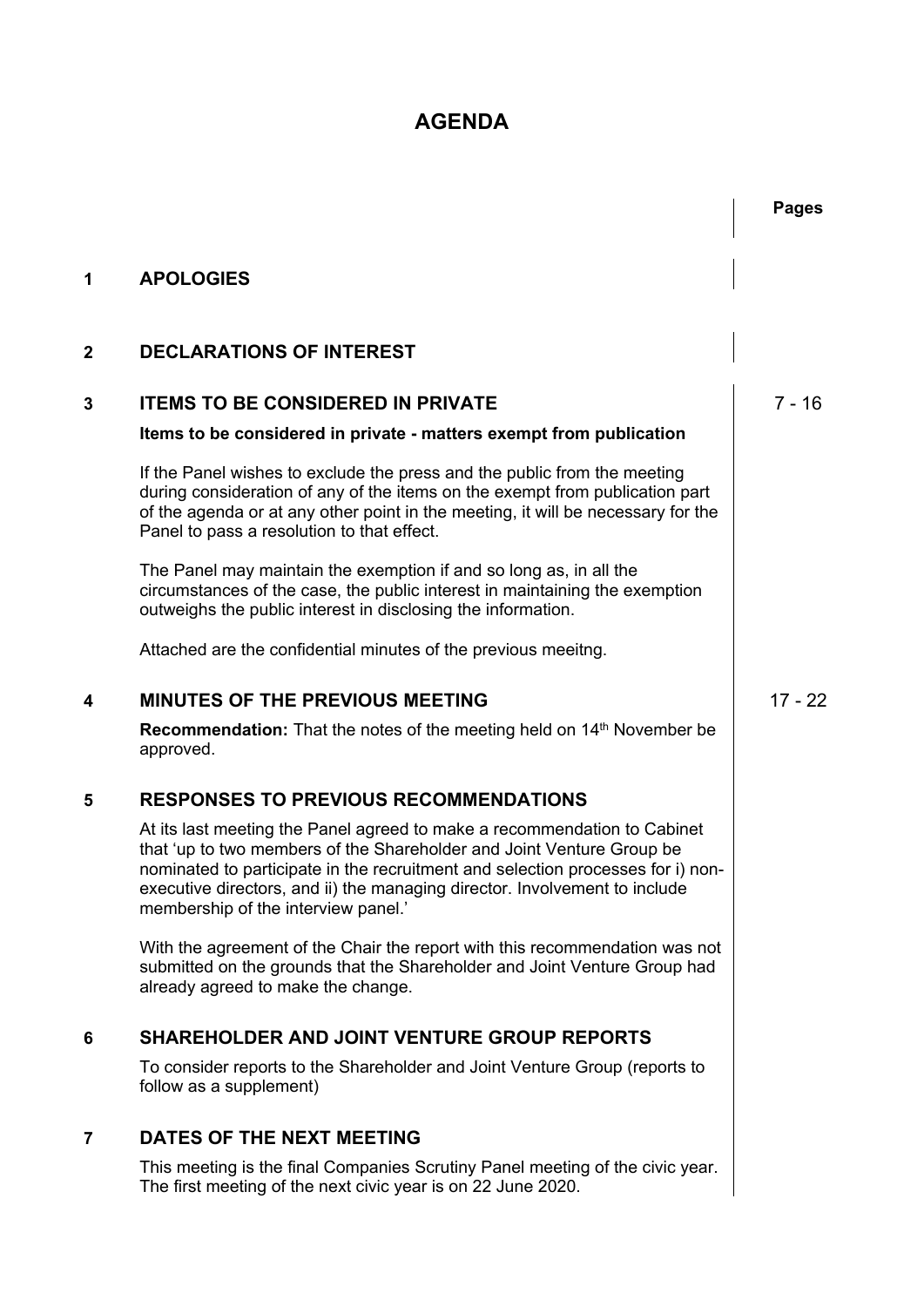# AGENDA

| | | Pages |
|---|---|---|
| **1** | **APOLOGIES** | |
| **2** | **DECLARATIONS OF INTEREST** | |
| **3** | **ITEMS TO BE CONSIDERED IN PRIVATE** | 7 - 16 |
| **4** | **MINUTES OF THE PREVIOUS MEETING** | 17 - 22 |

## 1 APOLOGIES

## 2 DECLARATIONS OF INTEREST

## 3 ITEMS TO BE CONSIDERED IN PRIVATE

**Items to be considered in private - matters exempt from publication**

If the Panel wishes to exclude the press and the public from the meeting during consideration of any of the items on the exempt from publication part of the agenda or at any other point in the meeting, it will be necessary for the Panel to pass a resolution to that effect.

The Panel may maintain the exemption if and so long as, in all the circumstances of the case, the public interest in maintaining the exemption outweighs the public interest in disclosing the information.

Attached are the confidential minutes of the previous meeitng.

## 4 MINUTES OF THE PREVIOUS MEETING

**Recommendation:** That the notes of the meeting held on 14th November be approved.

## 5 RESPONSES TO PREVIOUS RECOMMENDATIONS

At its last meeting the Panel agreed to make a recommendation to Cabinet that 'up to two members of the Shareholder and Joint Venture Group be nominated to participate in the recruitment and selection processes for i) non-executive directors, and ii) the managing director. Involvement to include membership of the interview panel.'

With the agreement of the Chair the report with this recommendation was not submitted on the grounds that the Shareholder and Joint Venture Group had already agreed to make the change.

## 6 SHAREHOLDER AND JOINT VENTURE GROUP REPORTS

To consider reports to the Shareholder and Joint Venture Group (reports to follow as a supplement)

## 7 DATES OF THE NEXT MEETING

This meeting is the final Companies Scrutiny Panel meeting of the civic year. The first meeting of the next civic year is on 22 June 2020.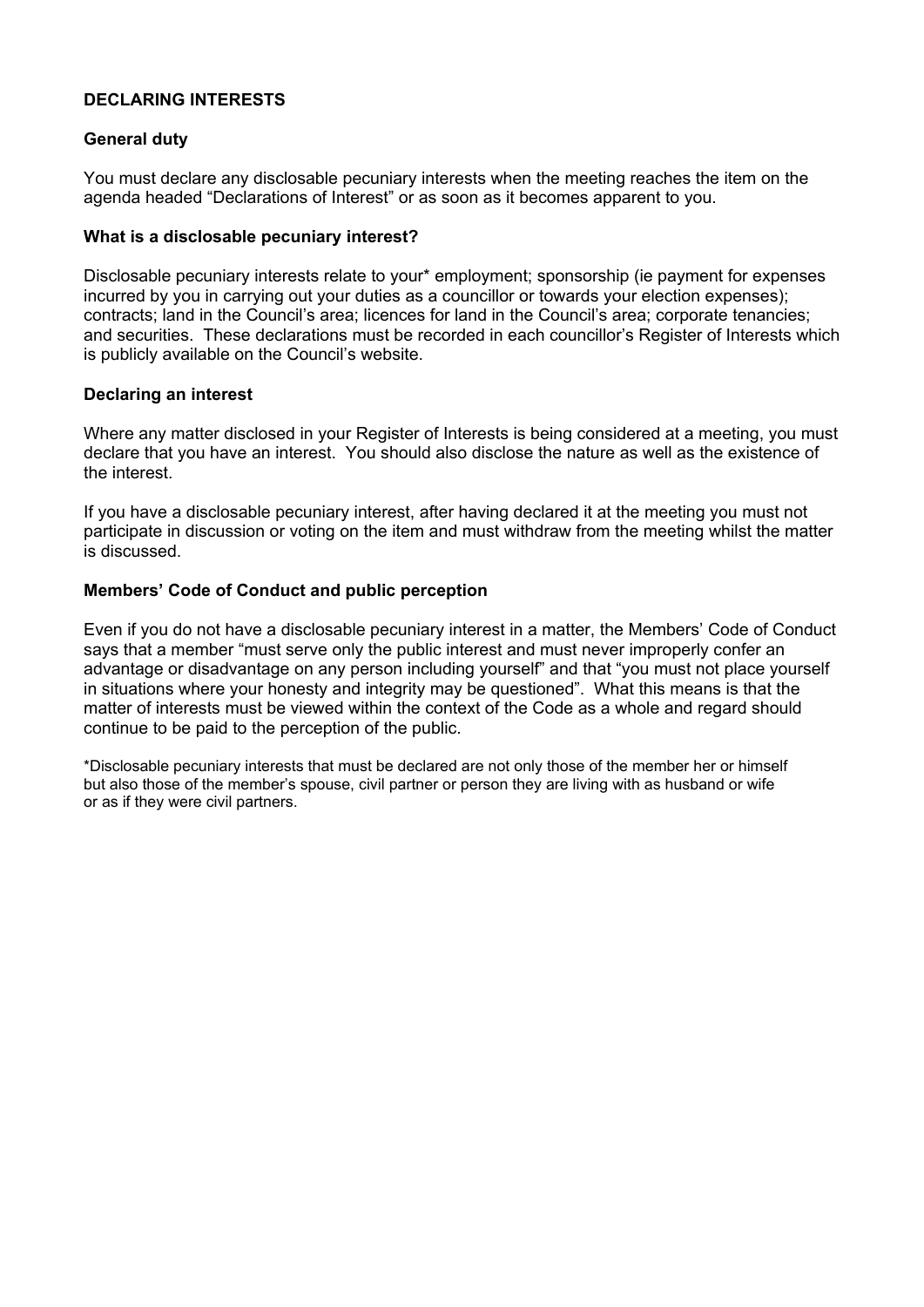# DECLARING INTERESTS

## General duty

You must declare any disclosable pecuniary interests when the meeting reaches the item on the agenda headed "Declarations of Interest" or as soon as it becomes apparent to you.

## What is a disclosable pecuniary interest?

Disclosable pecuniary interests relate to your* employment; sponsorship (ie payment for expenses incurred by you in carrying out your duties as a councillor or towards your election expenses); contracts; land in the Council's area; licences for land in the Council's area; corporate tenancies; and securities. These declarations must be recorded in each councillor's Register of Interests which is publicly available on the Council's website.

## Declaring an interest

Where any matter disclosed in your Register of Interests is being considered at a meeting, you must declare that you have an interest. You should also disclose the nature as well as the existence of the interest.

If you have a disclosable pecuniary interest, after having declared it at the meeting you must not participate in discussion or voting on the item and must withdraw from the meeting whilst the matter is discussed.

## Members' Code of Conduct and public perception

Even if you do not have a disclosable pecuniary interest in a matter, the Members' Code of Conduct says that a member "must serve only the public interest and must never improperly confer an advantage or disadvantage on any person including yourself" and that "you must not place yourself in situations where your honesty and integrity may be questioned". What this means is that the matter of interests must be viewed within the context of the Code as a whole and regard should continue to be paid to the perception of the public.

*Disclosable pecuniary interests that must be declared are not only those of the member her or himself but also those of the member's spouse, civil partner or person they are living with as husband or wife or as if they were civil partners.